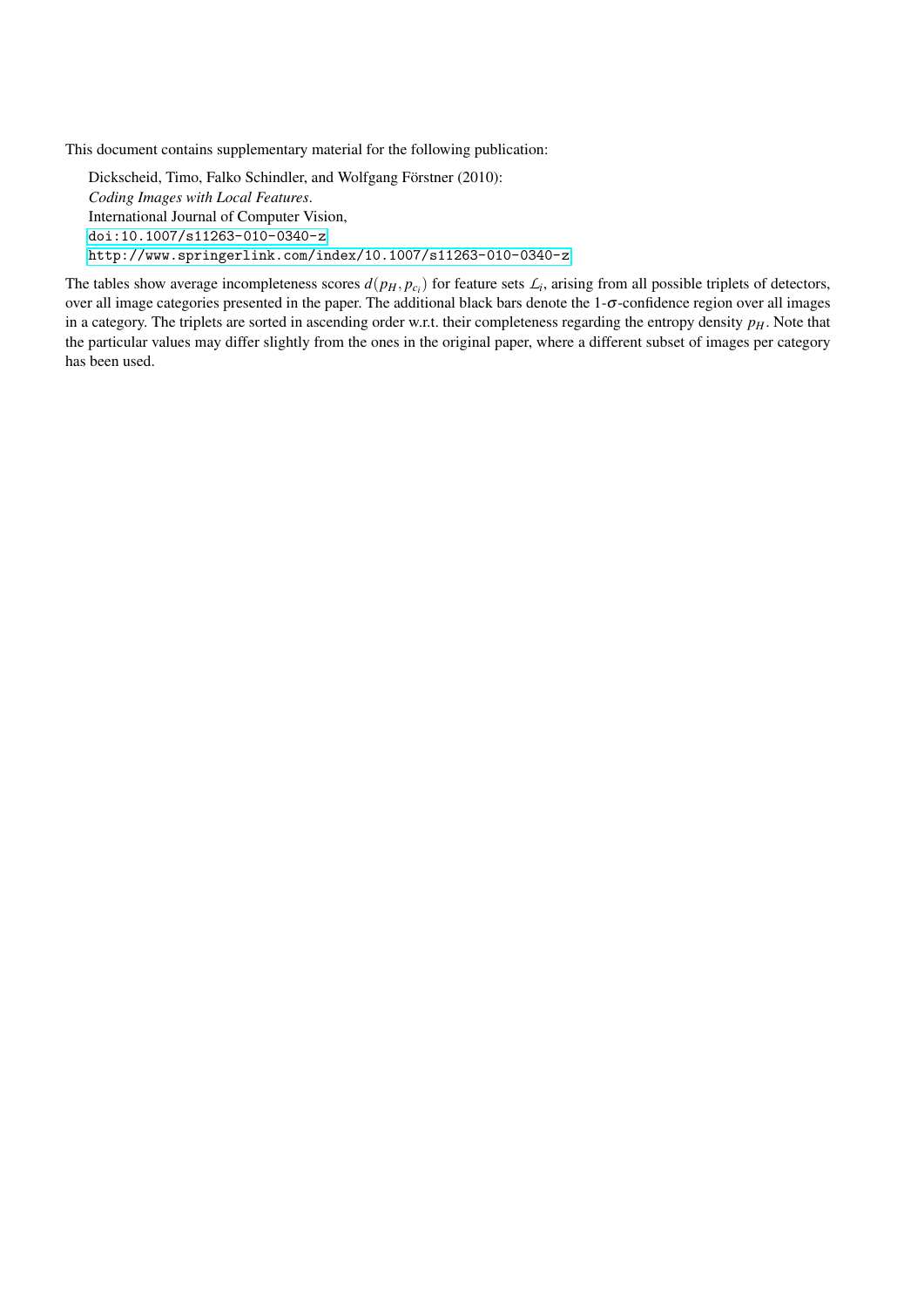This document contains supplementary material for the following publication:

Dickscheid, Timo, Falko Schindler, and Wolfgang Förstner (2010):
*Coding Images with Local Features.*
International Journal of Computer Vision,
`doi:10.1007/s11263-010-0340-z`
`http://www.springerlink.com/index/10.1007/s11263-010-0340-z`

The tables show average incompleteness scores $d(p_H, p_{c_i})$ for feature sets $\mathcal{L}_i$, arising from all possible triplets of detectors, over all image categories presented in the paper. The additional black bars denote the 1-$\sigma$-confidence region over all images in a category. The triplets are sorted in ascending order w.r.t. their completeness regarding the entropy density $p_H$. Note that the particular values may differ slightly from the ones in the original paper, where a different subset of images per category has been used.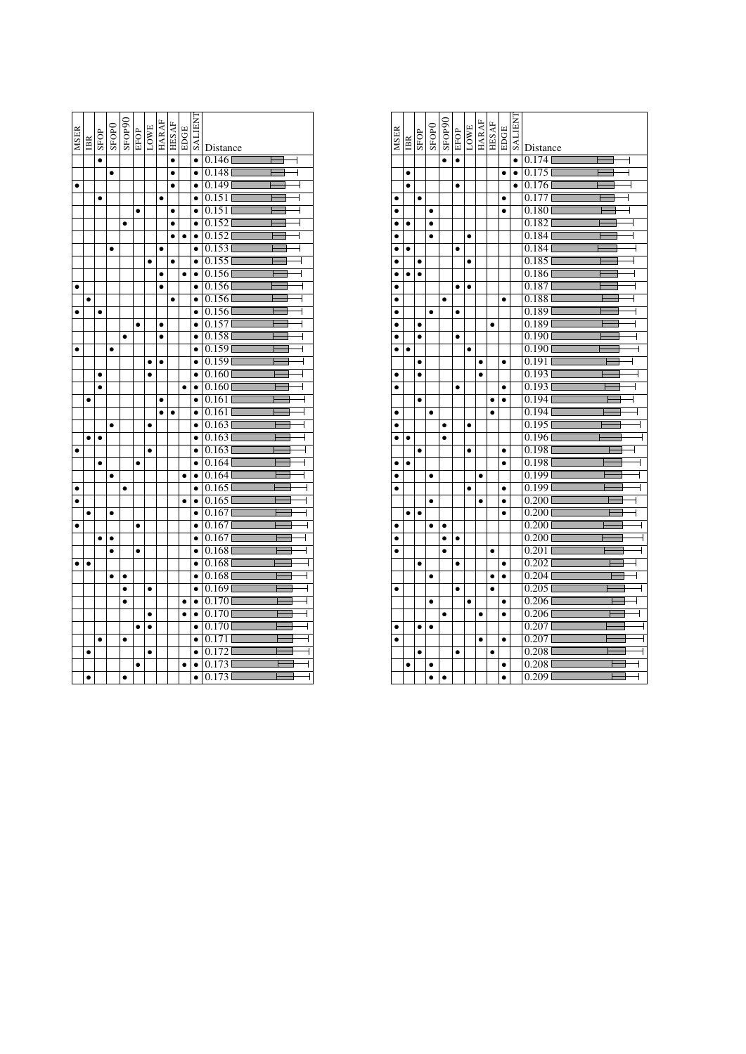| MSER | IBR | SFOP | SFOP0 | SFOP90 | EFOP | LOWE | HARAF | HESAF | EDGE | SALIENT | Distance |
|---|---|---|---|---|---|---|---|---|---|---|---|
| | | • | | | | | | • | | • | 0.146 |
| | | | • | | | | | • | | • | 0.148 |
| • | | | | | | | | • | | • | 0.149 |
| | | • | | | | | • | | | • | 0.151 |
| | | | | | • | | | • | | • | 0.151 |
| | | | | • | | | | • | | • | 0.152 |
| | | | | | | | | • | • | • | 0.152 |
| | | | • | | | | • | | | • | 0.153 |
| | | | | | | • | | • | | • | 0.155 |
| | | | | | | | • | | • | • | 0.156 |
| • | | | | | | | • | | | • | 0.156 |
| | • | | | | | | | • | | • | 0.156 |
| • | | • | | | | | | | | • | 0.156 |
| | | | | | • | | • | | | • | 0.157 |
| | | | | • | | | • | | | • | 0.158 |
| • | | | • | | | | | | | • | 0.159 |
| | | | | | | • | • | | | • | 0.159 |
| | | • | | | | • | | | | • | 0.160 |
| | | • | | | | | | | • | • | 0.160 |
| | • | | | | | | • | | | • | 0.161 |
| | | | | | | | • | • | | • | 0.161 |
| | | | • | | | • | | | | • | 0.163 |
| | • | • | | | | | | | | • | 0.163 |
| • | | | | | | • | | | | • | 0.163 |
| | | • | | | • | | | | | • | 0.164 |
| | | | • | | | | | | • | • | 0.164 |
| • | | | | • | | | | | | • | 0.165 |
| • | | | | | | | | | • | • | 0.165 |
| | • | | • | | | | | | | • | 0.167 |
| • | | | | | • | | | | | • | 0.167 |
| | | • | • | | | | | | | • | 0.167 |
| | | | • | | • | | | | | • | 0.168 |
| • | • | | | | | | | | | • | 0.168 |
| | | | • | • | | | | | | • | 0.168 |
| | | | | • | | • | | | | • | 0.169 |
| | | | | • | | | | | • | • | 0.170 |
| | | | | | | • | | | • | • | 0.170 |
| | | | | | • | • | | | | • | 0.170 |
| | | • | | • | | | | | | • | 0.171 |
| | • | | | | | • | | | | • | 0.172 |
| | | | | | • | | | | • | • | 0.173 |
| | • | | | • | | | | | | • | 0.173 |

| MSER | IBR | SFOP | SFOP0 | SFOP90 | EFOP | LOWE | HARAF | HESAF | EDGE | SALIENT | Distance |
|---|---|---|---|---|---|---|---|---|---|---|---|
| | | | | • | • | | | | | • | 0.174 |
| | • | | | | | | | | • | • | 0.175 |
| | • | | | | • | | | | | • | 0.176 |
| • | | • | | | | | | | • | | 0.177 |
| • | | | • | | | | | | • | | 0.180 |
| • | • | | • | | | | | | | | 0.182 |
| • | | | • | | | • | | | | | 0.184 |
| • | • | | | | • | | | | | | 0.184 |
| • | | • | | | | • | | | | | 0.185 |
| • | • | • | | | | | | | | | 0.186 |
| • | | | | | • | • | | | | | 0.187 |
| • | | | | • | | | | | • | | 0.188 |
| • | | | • | | • | | | | | | 0.189 |
| • | | • | | | | | | • | | | 0.189 |
| • | | • | | | • | | | | | | 0.190 |
| • | • | | | | | • | | | | | 0.190 |
| | | • | | | | | • | | • | | 0.191 |
| • | | • | | | | | • | | | | 0.193 |
| • | | | | | • | | | | • | | 0.193 |
| | | • | | | | | | • | • | | 0.194 |
| • | | | • | | | | | • | | | 0.194 |
| • | | | | • | | • | | | | | 0.195 |
| • | • | | | • | | | | | | | 0.196 |
| | | • | | | | • | | | • | | 0.198 |
| • | • | | | | | | | | • | | 0.198 |
| • | | | • | | | | • | | | | 0.199 |
| • | | | | | | • | | | • | | 0.199 |
| | | | • | | | | • | | • | | 0.200 |
| | • | • | | | | | | | • | | 0.200 |
| • | | | • | • | | | | | | | 0.200 |
| • | | | | • | • | | | | | | 0.200 |
| • | | | | • | | | | • | | | 0.201 |
| | | • | | | • | | | | • | | 0.202 |
| | | | • | | | | | • | • | | 0.204 |
| • | | | | | • | | | • | | | 0.205 |
| | | | • | | | • | | | • | | 0.206 |
| | | | | • | | | • | | • | | 0.206 |
| • | | • | • | | | | | | | | 0.207 |
| • | | | | | | | • | | • | | 0.207 |
| | | • | | | • | | | • | | | 0.208 |
| | • | | • | | | | | | • | | 0.208 |
| | | | • | • | | | | | • | | 0.209 |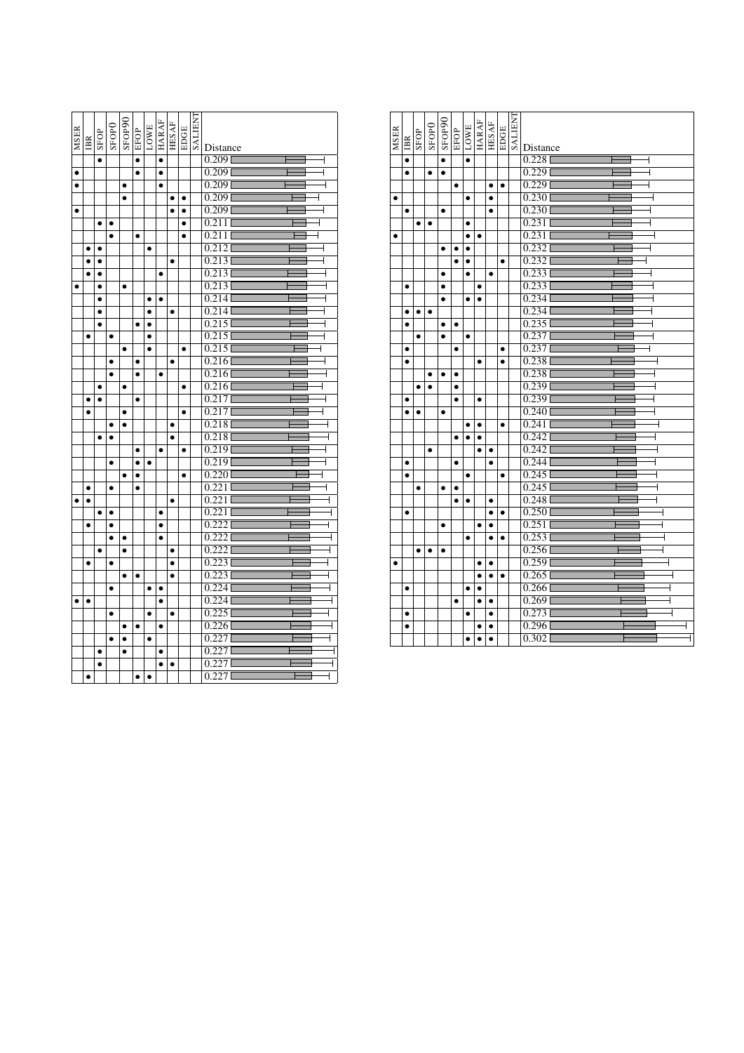| MSER | IBR | SFOP | SFOP0 | SFOP90 | EFOP | LOWE | HARAF | HESAF | EDGE | SALIENT | Distance |
|---|---|---|---|---|---|---|---|---|---|---|---|
| | | • | | | • | | • | | | | 0.209 |
| • | | | | | • | | • | | | | 0.209 |
| • | | | | • | | | • | | | | 0.209 |
| | | | | • | | | | • | • | | 0.209 |
| • | | | | | | | | • | • | | 0.209 |
| | | • | • | | | | | | • | | 0.211 |
| | | | • | | • | | | | • | | 0.211 |
| | • | • | | | | • | | | | | 0.212 |
| | • | • | | | | | | • | | | 0.213 |
| | • | • | | | | | • | | | | 0.213 |
| • | | • | | • | | | | | | | 0.213 |
| | | • | | | | • | • | | | | 0.214 |
| | | • | | | | • | | • | | | 0.214 |
| | | • | | | • | • | | | | | 0.215 |
| | • | | • | | | • | | | | | 0.215 |
| | | | | • | | • | | | • | | 0.215 |
| | | | • | | • | | | • | | | 0.216 |
| | | | • | | • | | • | | | | 0.216 |
| | | • | | • | | | | | • | | 0.216 |
| | • | • | | | • | | | | | | 0.217 |
| | • | | | • | | | | | • | | 0.217 |
| | | | • | • | | | | • | | | 0.218 |
| | | • | • | | | | | • | | | 0.218 |
| | | | | | • | | • | | • | | 0.219 |
| | | | • | | • | • | | | | | 0.219 |
| | | | | • | • | | | | • | | 0.220 |
| | • | | • | | • | | | | | | 0.221 |
| • | • | | | | | | | • | | | 0.221 |
| | | • | • | | | | • | | | | 0.221 |
| | • | | • | | | | • | | | | 0.222 |
| | | | • | • | | | • | | | | 0.222 |
| | | • | | • | | | | • | | | 0.222 |
| | • | | • | | | | | • | | | 0.223 |
| | | | | • | • | | | • | | | 0.223 |
| | | | • | | | • | • | | | | 0.224 |
| • | • | | | | | | • | | | | 0.224 |
| | | | • | | | • | | • | | | 0.225 |
| | | | | • | • | | • | | | | 0.226 |
| | | | • | • | | • | | | | | 0.227 |
| | | • | | • | | | • | | | | 0.227 |
| | | • | | | | | • | • | | | 0.227 |
| | • | | | | • | • | | | | | 0.227 |

| MSER | IBR | SFOP | SFOP0 | SFOP90 | EFOP | LOWE | HARAF | HESAF | EDGE | SALIENT | Distance |
|---|---|---|---|---|---|---|---|---|---|---|---|
| | • | | | • | | • | | | | | 0.228 |
| | • | | • | • | | | | | | | 0.229 |
| | | | | | • | | | • | • | | 0.229 |
| • | | | | | | • | | • | | | 0.230 |
| | • | | | • | | | | • | | | 0.230 |
| | | • | • | | | • | | | | | 0.231 |
| • | | | | | | • | • | | | | 0.231 |
| | | | | • | • | • | | | | | 0.232 |
| | | | | | • | • | | | • | | 0.232 |
| | | | | • | | • | | • | | | 0.233 |
| | • | | | • | | | • | | | | 0.233 |
| | | | | • | | • | • | | | | 0.234 |
| | • | • | • | | | | | | | | 0.234 |
| | • | | | • | • | | | | | | 0.235 |
| | | • | | • | | • | | | | | 0.237 |
| | • | | | | • | | | | • | | 0.237 |
| | • | | | | | | • | | • | | 0.238 |
| | | | • | • | • | | | | | | 0.238 |
| | | • | • | | • | | | | | | 0.239 |
| | • | | | | • | | • | | | | 0.239 |
| | • | • | | • | | | | | | | 0.240 |
| | | | | | | • | • | | • | | 0.241 |
| | | | | | • | • | • | | | | 0.242 |
| | | | • | | | | • | • | | | 0.242 |
| | • | | | | • | | | • | | | 0.244 |
| | • | | | | | • | | | • | | 0.245 |
| | | • | | • | • | | | | | | 0.245 |
| | | | | | • | • | | • | | | 0.248 |
| | • | | | | | | | • | • | | 0.250 |
| | | | | • | | | • | • | | | 0.251 |
| | | | | | | • | | • | • | | 0.253 |
| | | • | • | • | | | | | | | 0.256 |
| • | | | | | | | • | • | | | 0.259 |
| | | | | | | | • | • | • | | 0.265 |
| | • | | | | | • | • | | | | 0.266 |
| | | | | | • | | • | • | | | 0.269 |
| | • | | | | | • | | • | | | 0.273 |
| | • | | | | | | • | • | | | 0.296 |
| | | | | | | • | • | • | | | 0.302 |